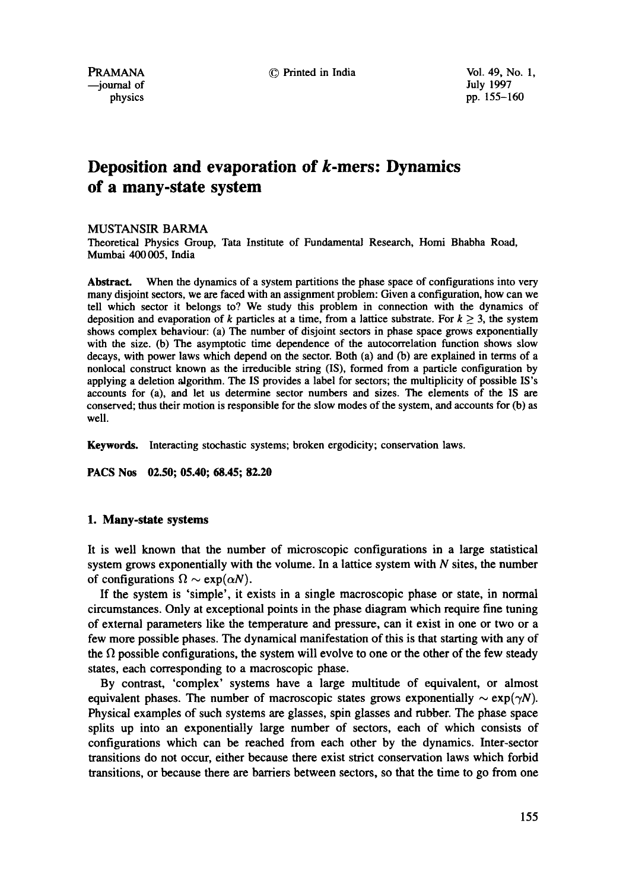# Deposition and evaporation of $k$-mers: Dynamics of a many-state system

MUSTANSIR BARMA

Theoretical Physics Group, Tata Institute of Fundamental Research, Homi Bhabha Road, Mumbai 400 005, India

**Abstract.** When the dynamics of a system partitions the phase space of configurations into very many disjoint sectors, we are faced with an assignment problem: Given a configuration, how can we tell which sector it belongs to? We study this problem in connection with the dynamics of deposition and evaporation of $k$ particles at a time, from a lattice substrate. For $k \geq 3$, the system shows complex behaviour: (a) The number of disjoint sectors in phase space grows exponentially with the size. (b) The asymptotic time dependence of the autocorrelation function shows slow decays, with power laws which depend on the sector. Both (a) and (b) are explained in terms of a nonlocal construct known as the irreducible string (IS), formed from a particle configuration by applying a deletion algorithm. The IS provides a label for sectors; the multiplicity of possible IS's accounts for (a), and let us determine sector numbers and sizes. The elements of the IS are conserved; thus their motion is responsible for the slow modes of the system, and accounts for (b) as well.

**Keywords.** Interacting stochastic systems; broken ergodicity; conservation laws.

**PACS Nos** 02.50; 05.40; 68.45; 82.20

## 1. Many-state systems

It is well known that the number of microscopic configurations in a large statistical system grows exponentially with the volume. In a lattice system with $N$ sites, the number of configurations $\Omega \sim \exp(\alpha N)$.

If the system is 'simple', it exists in a single macroscopic phase or state, in normal circumstances. Only at exceptional points in the phase diagram which require fine tuning of external parameters like the temperature and pressure, can it exist in one or two or a few more possible phases. The dynamical manifestation of this is that starting with any of the $\Omega$ possible configurations, the system will evolve to one or the other of the few steady states, each corresponding to a macroscopic phase.

By contrast, 'complex' systems have a large multitude of equivalent, or almost equivalent phases. The number of macroscopic states grows exponentially $\sim \exp(\gamma N)$. Physical examples of such systems are glasses, spin glasses and rubber. The phase space splits up into an exponentially large number of sectors, each of which consists of configurations which can be reached from each other by the dynamics. Inter-sector transitions do not occur, either because there exist strict conservation laws which forbid transitions, or because there are barriers between sectors, so that the time to go from one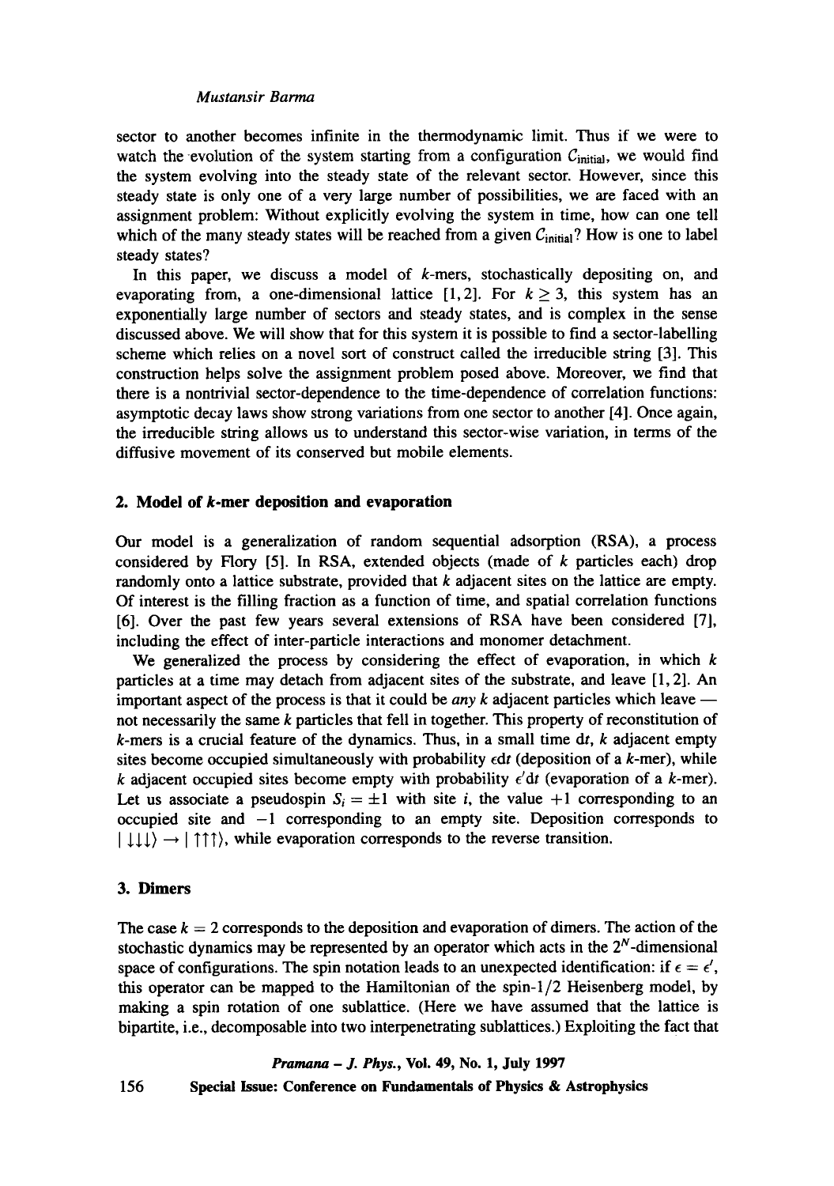sector to another becomes infinite in the thermodynamic limit. Thus if we were to watch the evolution of the system starting from a configuration $C_{\text{initial}}$, we would find the system evolving into the steady state of the relevant sector. However, since this steady state is only one of a very large number of possibilities, we are faced with an assignment problem: Without explicitly evolving the system in time, how can one tell which of the many steady states will be reached from a given $C_{\text{initial}}$? How is one to label steady states?

In this paper, we discuss a model of $k$-mers, stochastically depositing on, and evaporating from, a one-dimensional lattice [1, 2]. For $k \geq 3$, this system has an exponentially large number of sectors and steady states, and is complex in the sense discussed above. We will show that for this system it is possible to find a sector-labelling scheme which relies on a novel sort of construct called the irreducible string [3]. This construction helps solve the assignment problem posed above. Moreover, we find that there is a nontrivial sector-dependence to the time-dependence of correlation functions: asymptotic decay laws show strong variations from one sector to another [4]. Once again, the irreducible string allows us to understand this sector-wise variation, in terms of the diffusive movement of its conserved but mobile elements.

## 2. Model of $k$-mer deposition and evaporation

Our model is a generalization of random sequential adsorption (RSA), a process considered by Flory [5]. In RSA, extended objects (made of $k$ particles each) drop randomly onto a lattice substrate, provided that $k$ adjacent sites on the lattice are empty. Of interest is the filling fraction as a function of time, and spatial correlation functions [6]. Over the past few years several extensions of RSA have been considered [7], including the effect of inter-particle interactions and monomer detachment.

We generalized the process by considering the effect of evaporation, in which $k$ particles at a time may detach from adjacent sites of the substrate, and leave [1, 2]. An important aspect of the process is that it could be *any* $k$ adjacent particles which leave — not necessarily the same $k$ particles that fell in together. This property of reconstitution of $k$-mers is a crucial feature of the dynamics. Thus, in a small time $\mathrm{d}t$, $k$ adjacent empty sites become occupied simultaneously with probability $\epsilon \mathrm{d}t$ (deposition of a $k$-mer), while $k$ adjacent occupied sites become empty with probability $\epsilon' \mathrm{d}t$ (evaporation of a $k$-mer). Let us associate a pseudospin $S_i = \pm 1$ with site $i$, the value $+1$ corresponding to an occupied site and $-1$ corresponding to an empty site. Deposition corresponds to $|\downarrow\downarrow\downarrow\rangle \rightarrow |\uparrow\uparrow\uparrow\rangle$, while evaporation corresponds to the reverse transition.

## 3. Dimers

The case $k = 2$ corresponds to the deposition and evaporation of dimers. The action of the stochastic dynamics may be represented by an operator which acts in the $2^N$-dimensional space of configurations. The spin notation leads to an unexpected identification: if $\epsilon = \epsilon'$, this operator can be mapped to the Hamiltonian of the spin-1/2 Heisenberg model, by making a spin rotation of one sublattice. (Here we have assumed that the lattice is bipartite, i.e., decomposable into two interpenetrating sublattices.) Exploiting the fact that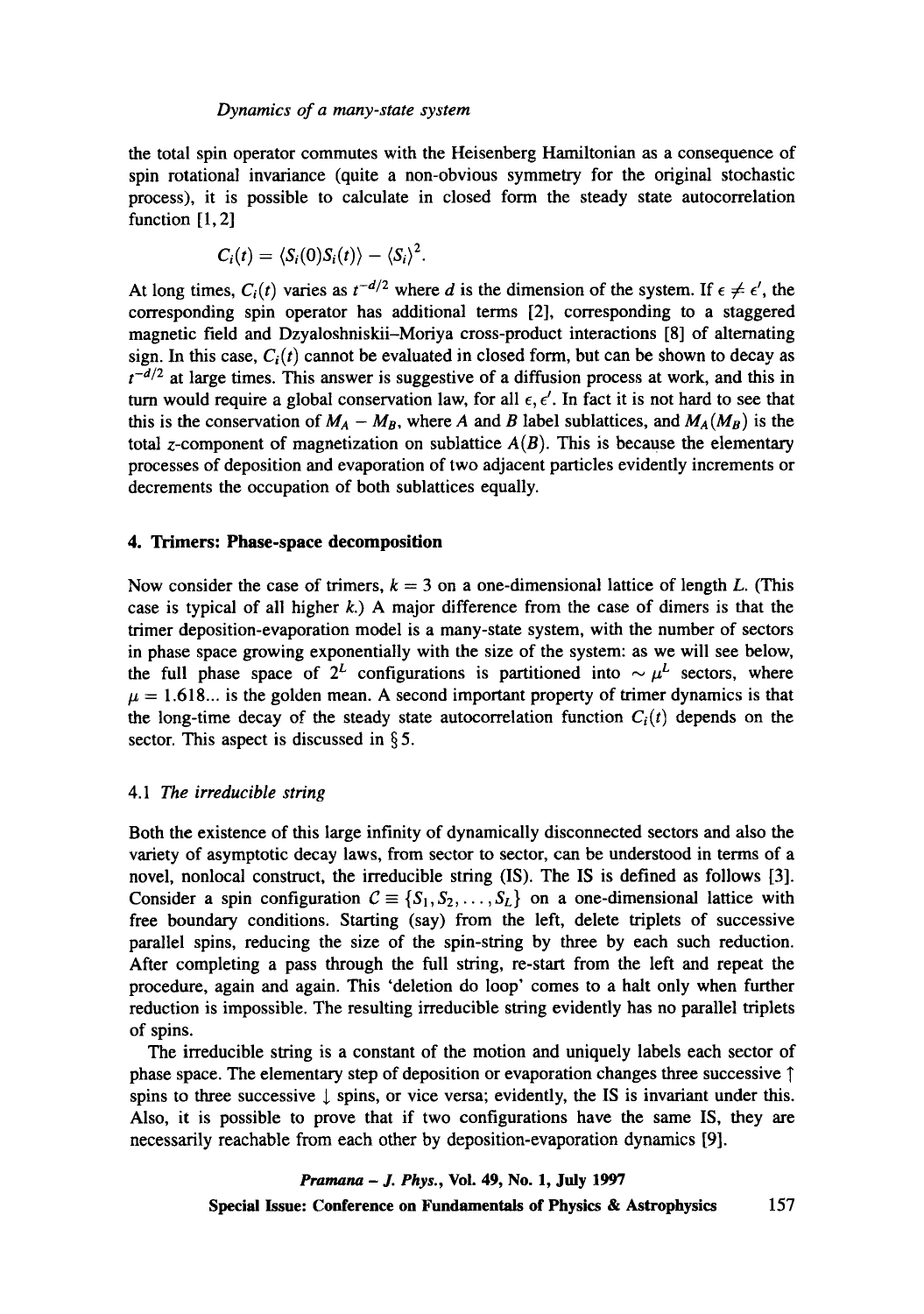the total spin operator commutes with the Heisenberg Hamiltonian as a consequence of spin rotational invariance (quite a non-obvious symmetry for the original stochastic process), it is possible to calculate in closed form the steady state autocorrelation function [1, 2]

$$C_i(t) = \langle S_i(0)S_i(t)\rangle - \langle S_i\rangle^2.$$

At long times, $C_i(t)$ varies as $t^{-d/2}$ where $d$ is the dimension of the system. If $\epsilon \neq \epsilon'$, the corresponding spin operator has additional terms [2], corresponding to a staggered magnetic field and Dzyaloshniskii–Moriya cross-product interactions [8] of alternating sign. In this case, $C_i(t)$ cannot be evaluated in closed form, but can be shown to decay as $t^{-d/2}$ at large times. This answer is suggestive of a diffusion process at work, and this in turn would require a global conservation law, for all $\epsilon, \epsilon'$. In fact it is not hard to see that this is the conservation of $M_A - M_B$, where $A$ and $B$ label sublattices, and $M_A(M_B)$ is the total $z$-component of magnetization on sublattice $A(B)$. This is because the elementary processes of deposition and evaporation of two adjacent particles evidently increments or decrements the occupation of both sublattices equally.

## 4. Trimers: Phase-space decomposition

Now consider the case of trimers, $k = 3$ on a one-dimensional lattice of length $L$. (This case is typical of all higher $k$.) A major difference from the case of dimers is that the trimer deposition-evaporation model is a many-state system, with the number of sectors in phase space growing exponentially with the size of the system: as we will see below, the full phase space of $2^L$ configurations is partitioned into $\sim \mu^L$ sectors, where $\mu = 1.618...$ is the golden mean. A second important property of trimer dynamics is that the long-time decay of the steady state autocorrelation function $C_i(t)$ depends on the sector. This aspect is discussed in § 5.

### 4.1 *The irreducible string*

Both the existence of this large infinity of dynamically disconnected sectors and also the variety of asymptotic decay laws, from sector to sector, can be understood in terms of a novel, nonlocal construct, the irreducible string (IS). The IS is defined as follows [3]. Consider a spin configuration $\mathcal{C} \equiv \{S_1, S_2, \ldots, S_L\}$ on a one-dimensional lattice with free boundary conditions. Starting (say) from the left, delete triplets of successive parallel spins, reducing the size of the spin-string by three by each such reduction. After completing a pass through the full string, re-start from the left and repeat the procedure, again and again. This 'deletion do loop' comes to a halt only when further reduction is impossible. The resulting irreducible string evidently has no parallel triplets of spins.

The irreducible string is a constant of the motion and uniquely labels each sector of phase space. The elementary step of deposition or evaporation changes three successive $\uparrow$ spins to three successive $\downarrow$ spins, or vice versa; evidently, the IS is invariant under this. Also, it is possible to prove that if two configurations have the same IS, they are necessarily reachable from each other by deposition-evaporation dynamics [9].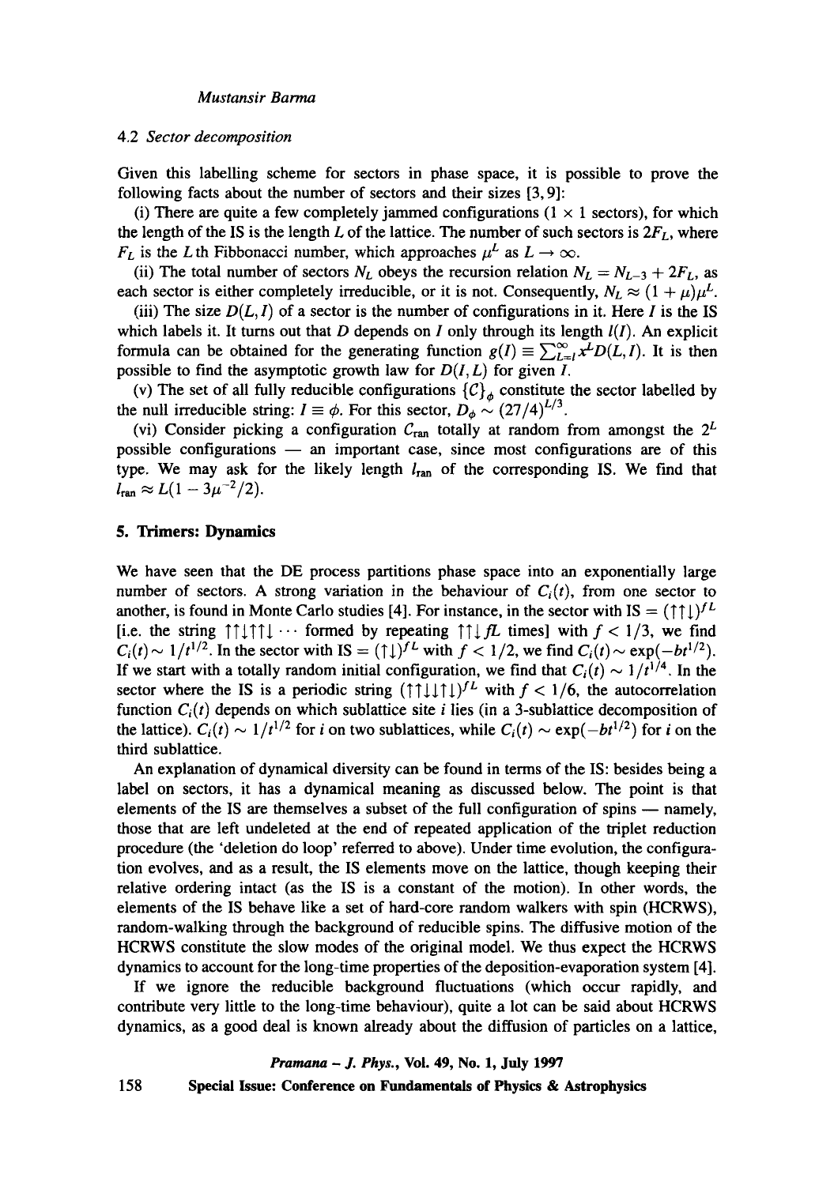### 4.2 *Sector decomposition*

Given this labelling scheme for sectors in phase space, it is possible to prove the following facts about the number of sectors and their sizes [3, 9]:

(i) There are quite a few completely jammed configurations ($1 \times 1$ sectors), for which the length of the IS is the length $L$ of the lattice. The number of such sectors is $2F_L$, where $F_L$ is the $L$th Fibbonacci number, which approaches $\mu^L$ as $L \to \infty$.

(ii) The total number of sectors $N_L$ obeys the recursion relation $N_L = N_{L-3} + 2F_L$, as each sector is either completely irreducible, or it is not. Consequently, $N_L \approx (1 + \mu)\mu^L$.

(iii) The size $D(L, I)$ of a sector is the number of configurations in it. Here $I$ is the IS which labels it. It turns out that $D$ depends on $I$ only through its length $l(I)$. An explicit formula can be obtained for the generating function $g(I) \equiv \sum_{L=l}^{\infty} x^L D(L, I)$. It is then possible to find the asymptotic growth law for $D(I, L)$ for given $I$.

(v) The set of all fully reducible configurations $\{C\}_\phi$ constitute the sector labelled by the null irreducible string: $I \equiv \phi$. For this sector, $D_\phi \sim (27/4)^{L/3}$.

(vi) Consider picking a configuration $C_{\text{ran}}$ totally at random from amongst the $2^L$ possible configurations — an important case, since most configurations are of this type. We may ask for the likely length $l_{\text{ran}}$ of the corresponding IS. We find that $l_{\text{ran}} \approx L(1 - 3\mu^{-2}/2)$.

## 5. Trimers: Dynamics

We have seen that the DE process partitions phase space into an exponentially large number of sectors. A strong variation in the behaviour of $C_i(t)$, from one sector to another, is found in Monte Carlo studies [4]. For instance, in the sector with IS = $(\uparrow\uparrow\downarrow)^{fL}$ [i.e. the string $\uparrow\uparrow\downarrow\uparrow\uparrow\downarrow\cdots$ formed by repeating $\uparrow\uparrow\downarrow$ $fL$ times] with $f < 1/3$, we find $C_i(t) \sim 1/t^{1/2}$. In the sector with IS = $(\uparrow\downarrow)^{fL}$ with $f < 1/2$, we find $C_i(t) \sim \exp(-bt^{1/2})$. If we start with a totally random initial configuration, we find that $C_i(t) \sim 1/t^{1/4}$. In the sector where the IS is a periodic string $(\uparrow\uparrow\downarrow\downarrow\uparrow\downarrow)^{fL}$ with $f < 1/6$, the autocorrelation function $C_i(t)$ depends on which sublattice site $i$ lies (in a 3-sublattice decomposition of the lattice). $C_i(t) \sim 1/t^{1/2}$ for $i$ on two sublattices, while $C_i(t) \sim \exp(-bt^{1/2})$ for $i$ on the third sublattice.

An explanation of dynamical diversity can be found in terms of the IS: besides being a label on sectors, it has a dynamical meaning as discussed below. The point is that elements of the IS are themselves a subset of the full configuration of spins — namely, those that are left undeleted at the end of repeated application of the triplet reduction procedure (the 'deletion do loop' referred to above). Under time evolution, the configuration evolves, and as a result, the IS elements move on the lattice, though keeping their relative ordering intact (as the IS is a constant of the motion). In other words, the elements of the IS behave like a set of hard-core random walkers with spin (HCRWS), random-walking through the background of reducible spins. The diffusive motion of the HCRWS constitute the slow modes of the original model. We thus expect the HCRWS dynamics to account for the long-time properties of the deposition-evaporation system [4].

If we ignore the reducible background fluctuations (which occur rapidly, and contribute very little to the long-time behaviour), quite a lot can be said about HCRWS dynamics, as a good deal is known already about the diffusion of particles on a lattice,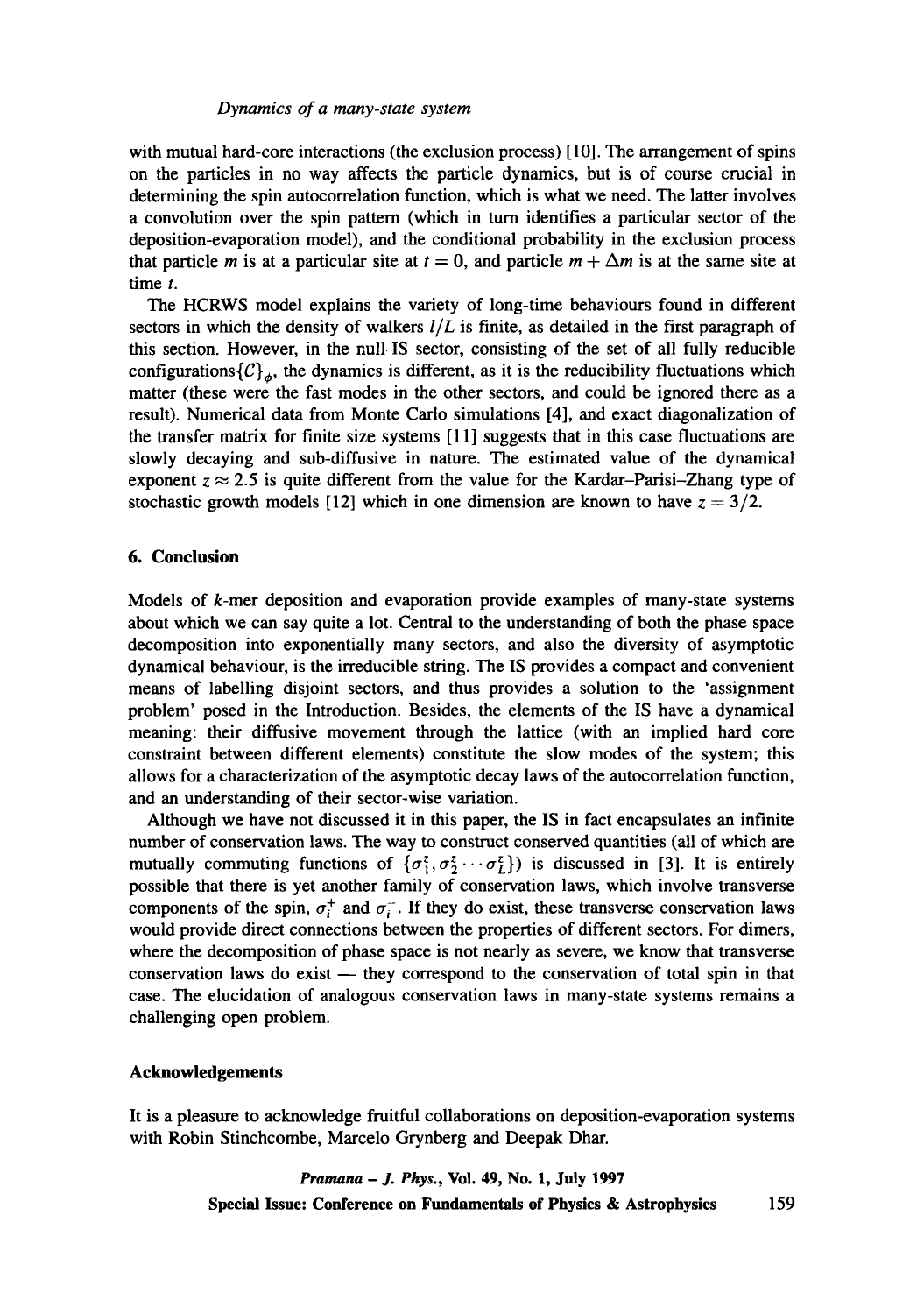with mutual hard-core interactions (the exclusion process) [10]. The arrangement of spins on the particles in no way affects the particle dynamics, but is of course crucial in determining the spin autocorrelation function, which is what we need. The latter involves a convolution over the spin pattern (which in turn identifies a particular sector of the deposition-evaporation model), and the conditional probability in the exclusion process that particle $m$ is at a particular site at $t = 0$, and particle $m + \Delta m$ is at the same site at time $t$.

The HCRWS model explains the variety of long-time behaviours found in different sectors in which the density of walkers $l/L$ is finite, as detailed in the first paragraph of this section. However, in the null-IS sector, consisting of the set of all fully reducible configurations$\{\mathcal{C}\}_\phi$, the dynamics is different, as it is the reducibility fluctuations which matter (these were the fast modes in the other sectors, and could be ignored there as a result). Numerical data from Monte Carlo simulations [4], and exact diagonalization of the transfer matrix for finite size systems [11] suggests that in this case fluctuations are slowly decaying and sub-diffusive in nature. The estimated value of the dynamical exponent $z \approx 2.5$ is quite different from the value for the Kardar–Parisi–Zhang type of stochastic growth models [12] which in one dimension are known to have $z = 3/2$.

## 6. Conclusion

Models of $k$-mer deposition and evaporation provide examples of many-state systems about which we can say quite a lot. Central to the understanding of both the phase space decomposition into exponentially many sectors, and also the diversity of asymptotic dynamical behaviour, is the irreducible string. The IS provides a compact and convenient means of labelling disjoint sectors, and thus provides a solution to the 'assignment problem' posed in the Introduction. Besides, the elements of the IS have a dynamical meaning: their diffusive movement through the lattice (with an implied hard core constraint between different elements) constitute the slow modes of the system; this allows for a characterization of the asymptotic decay laws of the autocorrelation function, and an understanding of their sector-wise variation.

Although we have not discussed it in this paper, the IS in fact encapsulates an infinite number of conservation laws. The way to construct conserved quantities (all of which are mutually commuting functions of $\{\sigma_1^z, \sigma_2^z \cdots \sigma_L^z\}$) is discussed in [3]. It is entirely possible that there is yet another family of conservation laws, which involve transverse components of the spin, $\sigma_i^+$ and $\sigma_i^-$. If they do exist, these transverse conservation laws would provide direct connections between the properties of different sectors. For dimers, where the decomposition of phase space is not nearly as severe, we know that transverse conservation laws do exist — they correspond to the conservation of total spin in that case. The elucidation of analogous conservation laws in many-state systems remains a challenging open problem.

### Acknowledgements

It is a pleasure to acknowledge fruitful collaborations on deposition-evaporation systems with Robin Stinchcombe, Marcelo Grynberg and Deepak Dhar.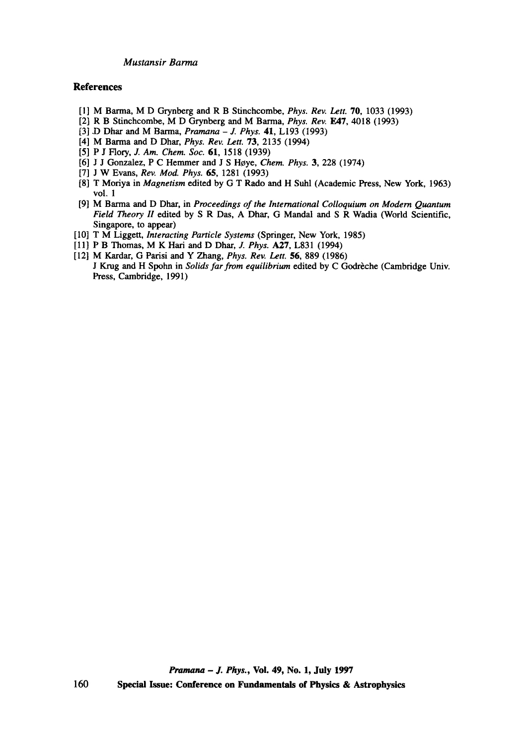## References

[1] M Barma, M D Grynberg and R B Stinchcombe, *Phys. Rev. Lett.* **70**, 1033 (1993)
[2] R B Stinchcombe, M D Grynberg and M Barma, *Phys. Rev.* **E47**, 4018 (1993)
[3] D Dhar and M Barma, *Pramana – J. Phys.* **41**, L193 (1993)
[4] M Barma and D Dhar, *Phys. Rev. Lett.* **73**, 2135 (1994)
[5] P J Flory, *J. Am. Chem. Soc.* **61**, 1518 (1939)
[6] J J Gonzalez, P C Hemmer and J S Høye, *Chem. Phys.* **3**, 228 (1974)
[7] J W Evans, *Rev. Mod. Phys.* **65**, 1281 (1993)
[8] T Moriya in *Magnetism* edited by G T Rado and H Suhl (Academic Press, New York, 1963) vol. 1
[9] M Barma and D Dhar, in *Proceedings of the International Colloquium on Modern Quantum Field Theory II* edited by S R Das, A Dhar, G Mandal and S R Wadia (World Scientific, Singapore, to appear)
[10] T M Liggett, *Interacting Particle Systems* (Springer, New York, 1985)
[11] P B Thomas, M K Hari and D Dhar, *J. Phys.* **A27**, L831 (1994)
[12] M Kardar, G Parisi and Y Zhang, *Phys. Rev. Lett.* **56**, 889 (1986)
J Krug and H Spohn in *Solids far from equilibrium* edited by C Godrèche (Cambridge Univ. Press, Cambridge, 1991)